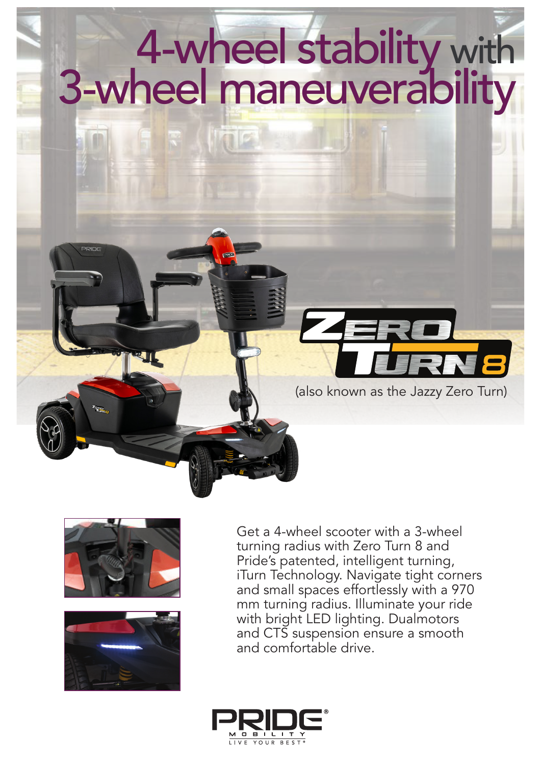# 4-wheel stability with 3-wheel maneuverability

## Zero Turn 8

(also known as the Jazzy Zero Turn)

Get a 4-wheel scooter with a 3-wheel turning radius with Zero Turn 8 and Pride's patented, intelligent turning, iTurn Technology. Navigate tight corners and small spaces effortlessly with a 970 mm turning radius. Illuminate your ride with bright LED lighting. Dualmotors and CTS suspension ensure a smooth and comfortable drive.

PRIDE®
MOBILITY
LIVE YOUR BEST®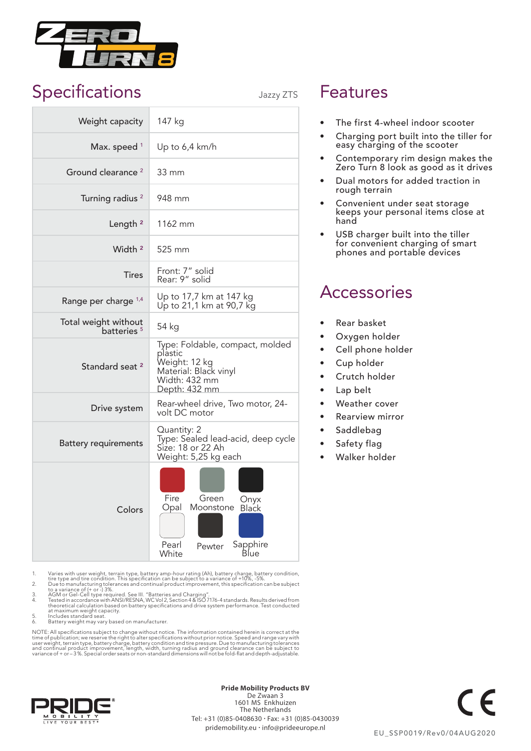# Specifications

Jazzy ZTS

| | |
|---|---|
| Weight capacity | 147 kg |
| Max. speed [1] | Up to 6,4 km/h |
| Ground clearance [2] | 33 mm |
| Turning radius [2] | 948 mm |
| Length [2] | 1162 mm |
| Width [2] | 525 mm |
| Tires | Front: 7" solid<br>Rear: 9" solid |
| Range per charge [1,4] | Up to 17,7 km at 147 kg<br>Up to 21,1 km at 90,7 kg |
| Total weight without batteries [5] | 54 kg |
| Standard seat [2] | Type: Foldable, compact, molded plastic<br>Weight: 12 kg<br>Material: Black vinyl<br>Width: 432 mm<br>Depth: 432 mm |
| Drive system | Rear-wheel drive, Two motor, 24-volt DC motor |
| Battery requirements | Quantity: 2<br>Type: Sealed lead-acid, deep cycle<br>Size: 18 or 22 Ah<br>Weight: 5,25 kg each |
| Colors | Fire Opal, Green Moonstone, Onyx Black, Pearl White, Pewter, Sapphire Blue |

1. Varies with user weight, terrain type, battery amp-hour rating (Ah), battery charge, battery condition, tire type and tire condition. This specification can be subject to a variance of +10%, -5%.
2. Due to manufacturing tolerances and continual product improvement, this specification can be subject to a variance of (+ or -) 3%.
3. AGM or Gel-Cell type required. See III. "Batteries and Charging".
4. Tested in accordance with ANSI/RESNA, WC Vol 2, Section 4 & ISO 7176-4 standards. Results derived from theoretical calculation based on battery specifications and drive system performance. Test conducted at maximum weight capacity.
5. Includes standard seat.
6. Battery weight may vary based on manufacturer.

NOTE: All specifications subject to change without notice. The information contained herein is correct at the time of publication; we reserve the right to alter specifications without prior notice. Speed and range vary with user weight, terrain type, battery charge, battery condition and tire pressure. Due to manufacturing tolerances and continual product improvement, length, width, turning radius and ground clearance can be subject to variance of + or – 3%. Special order seats or non-standard dimensions will not be fold-flat and depth-adjustable.

# Features

- The first 4-wheel indoor scooter
- Charging port built into the tiller for easy charging of the scooter
- Contemporary rim design makes the Zero Turn 8 look as good as it drives
- Dual motors for added traction in rough terrain
- Convenient under seat storage keeps your personal items close at hand
- USB charger built into the tiller for convenient charging of smart phones and portable devices

# Accessories

- Rear basket
- Oxygen holder
- Cell phone holder
- Cup holder
- Crutch holder
- Lap belt
- Weather cover
- Rearview mirror
- Saddlebag
- Safety flag
- Walker holder

**Pride Mobility Products BV**
De Zwaan 3
1601 MS Enkhuizen
The Netherlands
Tel: +31 (0)85-0408630 · Fax: +31 (0)85-0430039
pridemobility.eu · info@prideeurope.nl

EU_SSP0019/Rev0/04AUG2020